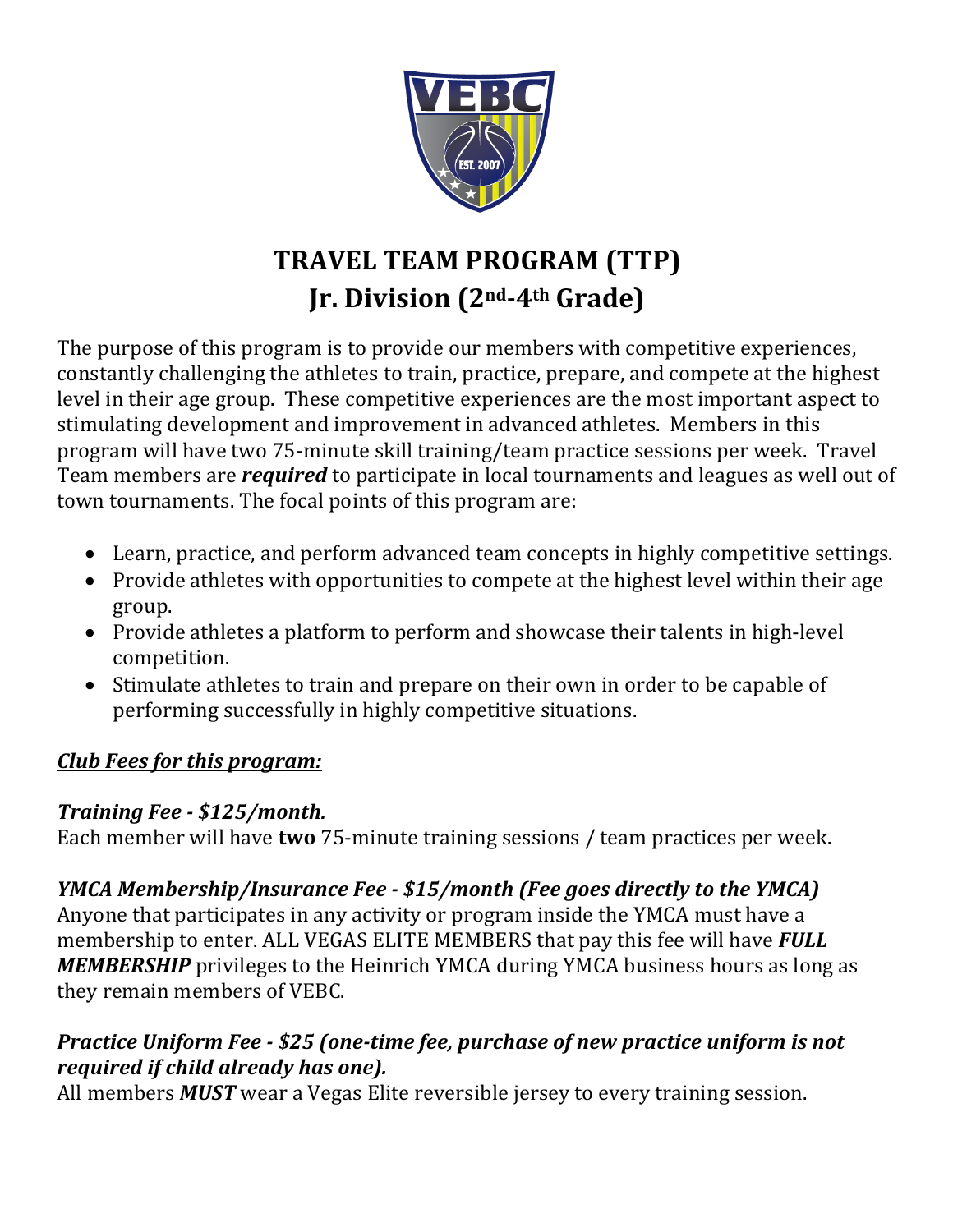# TRAVEL TEAM PROGRAM (TTP)
## Jr. Division (2nd-4th Grade)

The purpose of this program is to provide our members with competitive experiences, constantly challenging the athletes to train, practice, prepare, and compete at the highest level in their age group. These competitive experiences are the most important aspect to stimulating development and improvement in advanced athletes. Members in this program will have two 75-minute skill training/team practice sessions per week. Travel Team members are ***required*** to participate in local tournaments and leagues as well out of town tournaments. The focal points of this program are:

- Learn, practice, and perform advanced team concepts in highly competitive settings.
- Provide athletes with opportunities to compete at the highest level within their age group.
- Provide athletes a platform to perform and showcase their talents in high-level competition.
- Stimulate athletes to train and prepare on their own in order to be capable of performing successfully in highly competitive situations.

***Club Fees for this program:***

***Training Fee - $125/month.***
Each member will have **two** 75-minute training sessions / team practices per week.

***YMCA Membership/Insurance Fee - $15/month (Fee goes directly to the YMCA)***
Anyone that participates in any activity or program inside the YMCA must have a membership to enter. ALL VEGAS ELITE MEMBERS that pay this fee will have ***FULL MEMBERSHIP*** privileges to the Heinrich YMCA during YMCA business hours as long as they remain members of VEBC.

***Practice Uniform Fee - $25 (one-time fee, purchase of new practice uniform is not required if child already has one).***
All members ***MUST*** wear a Vegas Elite reversible jersey to every training session.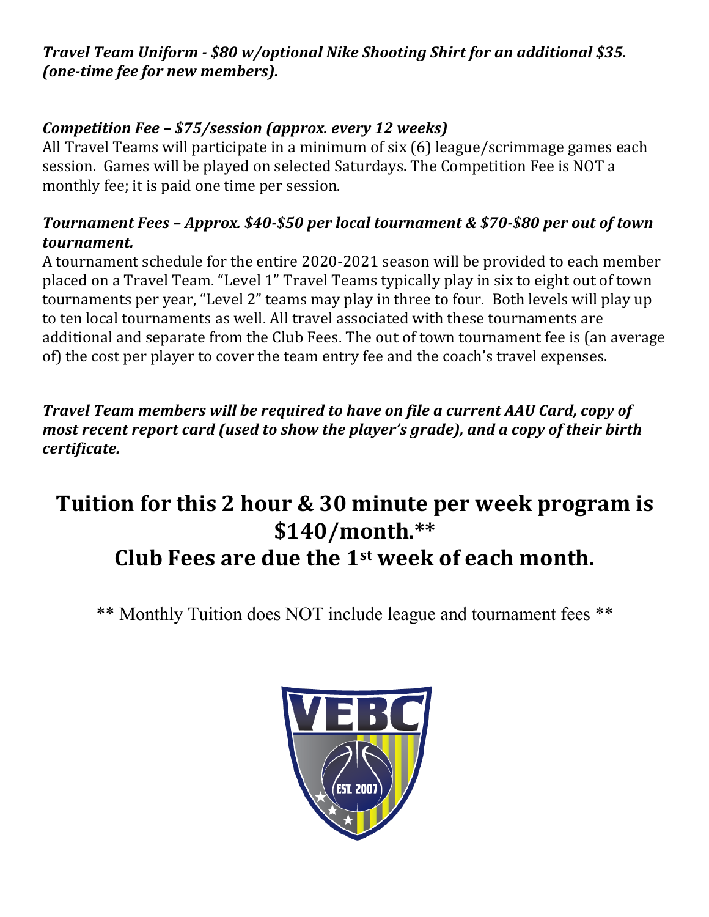***Travel Team Uniform - $80 w/optional Nike Shooting Shirt for an additional $35. (one-time fee for new members).***

***Competition Fee – $75/session (approx. every 12 weeks)***

All Travel Teams will participate in a minimum of six (6) league/scrimmage games each session. Games will be played on selected Saturdays. The Competition Fee is NOT a monthly fee; it is paid one time per session.

***Tournament Fees – Approx. $40-$50 per local tournament & $70-$80 per out of town tournament.***

A tournament schedule for the entire 2020-2021 season will be provided to each member placed on a Travel Team. "Level 1" Travel Teams typically play in six to eight out of town tournaments per year, "Level 2" teams may play in three to four. Both levels will play up to ten local tournaments as well. All travel associated with these tournaments are additional and separate from the Club Fees. The out of town tournament fee is (an average of) the cost per player to cover the team entry fee and the coach's travel expenses.

***Travel Team members will be required to have on file a current AAU Card, copy of most recent report card (used to show the player's grade), and a copy of their birth certificate.***

## Tuition for this 2 hour & 30 minute per week program is $140/month.**

## Club Fees are due the 1st week of each month.

** Monthly Tuition does NOT include league and tournament fees **